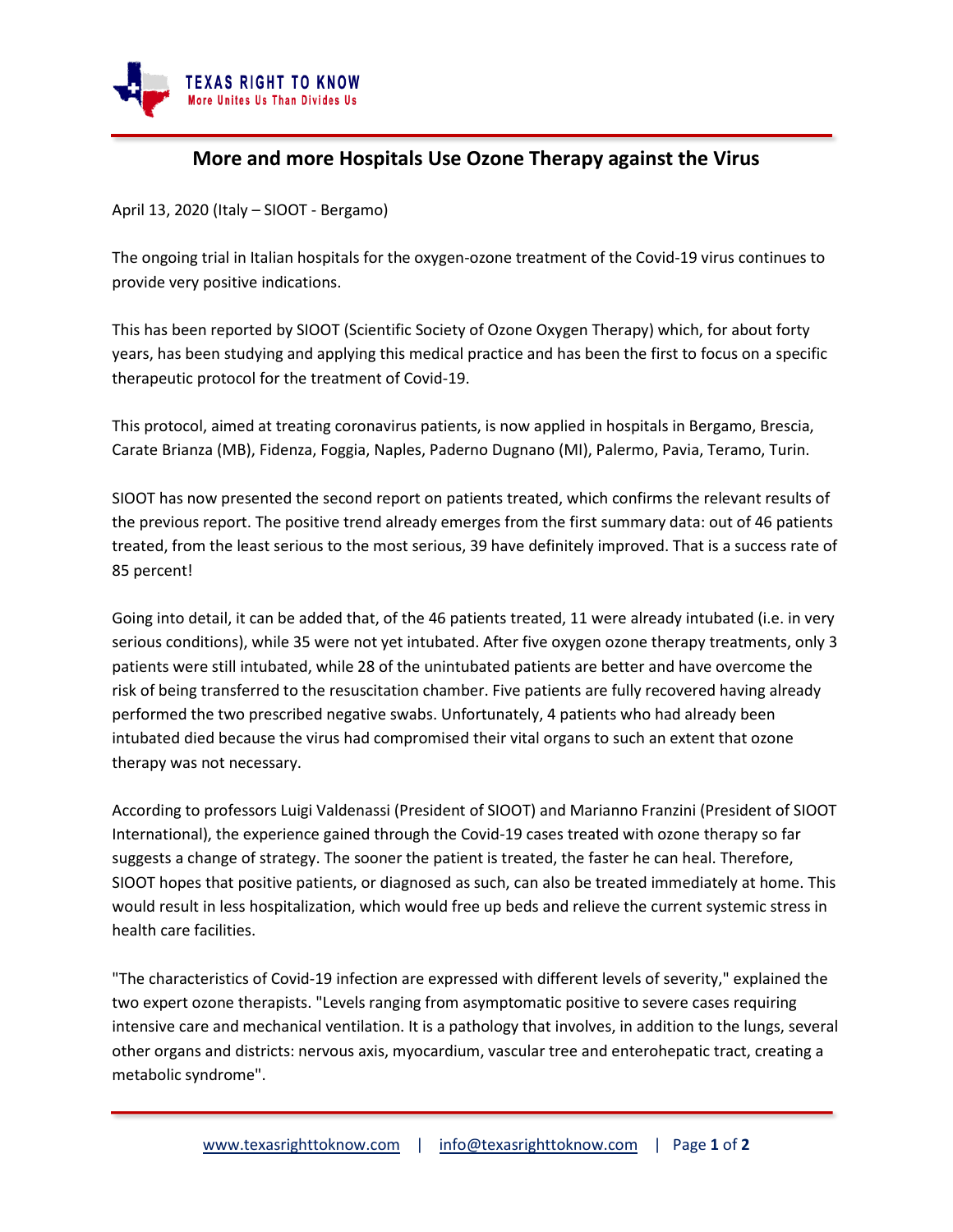# More and more Hospitals Use Ozone Therapy against the Virus

April 13, 2020 (Italy – SIOOT - Bergamo)

The ongoing trial in Italian hospitals for the oxygen-ozone treatment of the Covid-19 virus continues to provide very positive indications.

This has been reported by SIOOT (Scientific Society of Ozone Oxygen Therapy) which, for about forty years, has been studying and applying this medical practice and has been the first to focus on a specific therapeutic protocol for the treatment of Covid-19.

This protocol, aimed at treating coronavirus patients, is now applied in hospitals in Bergamo, Brescia, Carate Brianza (MB), Fidenza, Foggia, Naples, Paderno Dugnano (MI), Palermo, Pavia, Teramo, Turin.

SIOOT has now presented the second report on patients treated, which confirms the relevant results of the previous report. The positive trend already emerges from the first summary data: out of 46 patients treated, from the least serious to the most serious, 39 have definitely improved. That is a success rate of 85 percent!

Going into detail, it can be added that, of the 46 patients treated, 11 were already intubated (i.e. in very serious conditions), while 35 were not yet intubated. After five oxygen ozone therapy treatments, only 3 patients were still intubated, while 28 of the unintubated patients are better and have overcome the risk of being transferred to the resuscitation chamber. Five patients are fully recovered having already performed the two prescribed negative swabs. Unfortunately, 4 patients who had already been intubated died because the virus had compromised their vital organs to such an extent that ozone therapy was not necessary.

According to professors Luigi Valdenassi (President of SIOOT) and Marianno Franzini (President of SIOOT International), the experience gained through the Covid-19 cases treated with ozone therapy so far suggests a change of strategy. The sooner the patient is treated, the faster he can heal. Therefore, SIOOT hopes that positive patients, or diagnosed as such, can also be treated immediately at home. This would result in less hospitalization, which would free up beds and relieve the current systemic stress in health care facilities.

"The characteristics of Covid-19 infection are expressed with different levels of severity," explained the two expert ozone therapists. "Levels ranging from asymptomatic positive to severe cases requiring intensive care and mechanical ventilation. It is a pathology that involves, in addition to the lungs, several other organs and districts: nervous axis, myocardium, vascular tree and enterohepatic tract, creating a metabolic syndrome".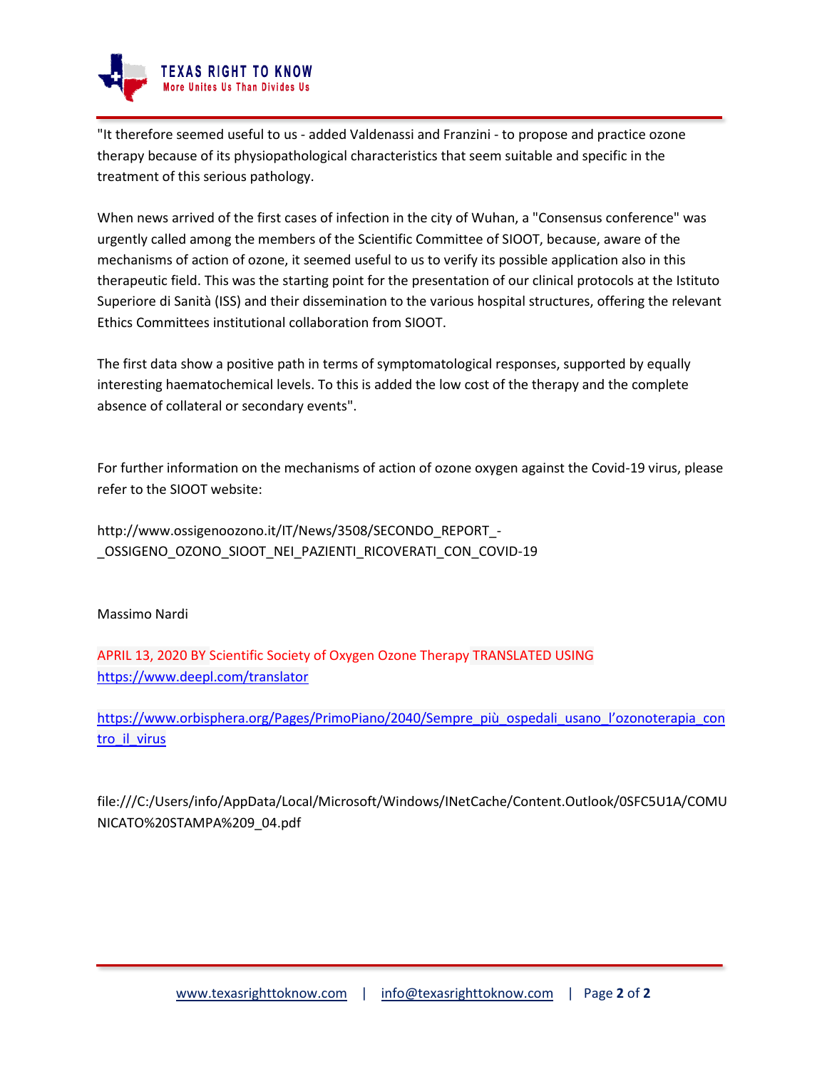"It therefore seemed useful to us - added Valdenassi and Franzini - to propose and practice ozone therapy because of its physiopathological characteristics that seem suitable and specific in the treatment of this serious pathology.

When news arrived of the first cases of infection in the city of Wuhan, a "Consensus conference" was urgently called among the members of the Scientific Committee of SIOOT, because, aware of the mechanisms of action of ozone, it seemed useful to us to verify its possible application also in this therapeutic field. This was the starting point for the presentation of our clinical protocols at the Istituto Superiore di Sanità (ISS) and their dissemination to the various hospital structures, offering the relevant Ethics Committees institutional collaboration from SIOOT.

The first data show a positive path in terms of symptomatological responses, supported by equally interesting haematochemical levels. To this is added the low cost of the therapy and the complete absence of collateral or secondary events".

For further information on the mechanisms of action of ozone oxygen against the Covid-19 virus, please refer to the SIOOT website:

http://www.ossigenoozono.it/IT/News/3508/SECONDO_REPORT_-_OSSIGENO_OZONO_SIOOT_NEI_PAZIENTI_RICOVERATI_CON_COVID-19

Massimo Nardi

APRIL 13, 2020 BY Scientific Society of Oxygen Ozone Therapy TRANSLATED USING https://www.deepl.com/translator

https://www.orbisphera.org/Pages/PrimoPiano/2040/Sempre_più_ospedali_usano_l'ozonoterapia_contro_il_virus

file:///C:/Users/info/AppData/Local/Microsoft/Windows/INetCache/Content.Outlook/0SFC5U1A/COMUNICATO%20STAMPA%209_04.pdf